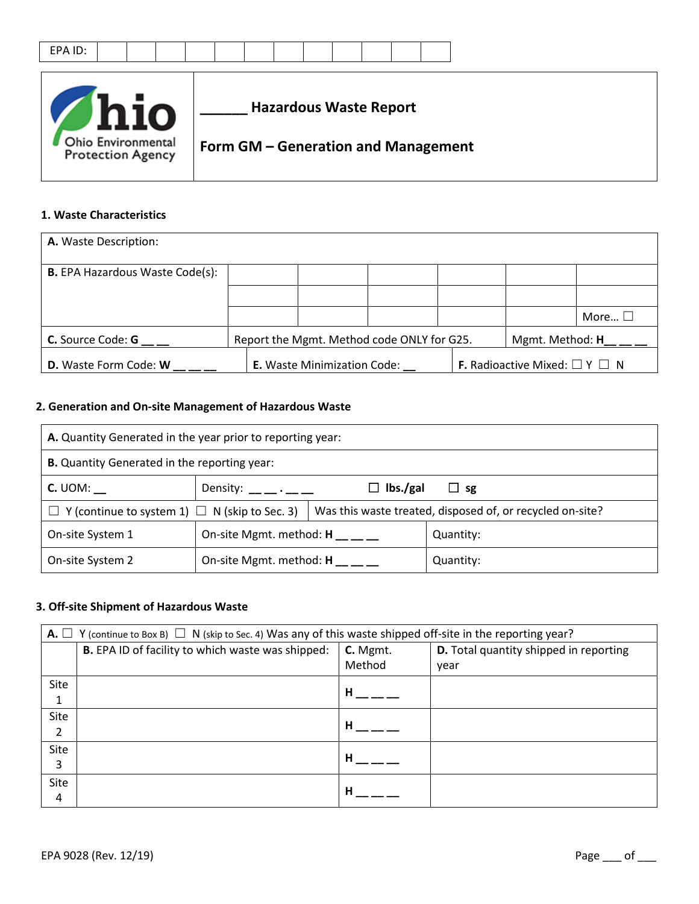| EPA ID: | | | | | | | | | | | | |
|---|---|---|---|---|---|---|---|---|---|---|---|---|

Ohio Environmental Protection Agency

# ______ Hazardous Waste Report

## Form GM – Generation and Management

### 1. Waste Characteristics

| **A.** Waste Description: | | | | | | |
|---|---|---|---|---|---|---|
| **B.** EPA Hazardous Waste Code(s): | | | | | | |
| | | | | | | |
| | | | | | | More… ☐ |
| **C.** Source Code: **G** __ __ | Report the Mgmt. Method code ONLY for G25. | | | | Mgmt. Method: **H**__ __ __ | |
| **D.** Waste Form Code: **W** __ __ __ | **E.** Waste Minimization Code: __ | | | | **F.** Radioactive Mixed: ☐ Y ☐ N | |

### 2. Generation and On-site Management of Hazardous Waste

| **A.** Quantity Generated in the year prior to reporting year: | | |
|---|---|---|
| **B.** Quantity Generated in the reporting year: | | |
| **C.** UOM: __ | Density: __ __ . __ __ ☐ **lbs./gal** ☐ **sg** | |
| ☐ Y (continue to system 1) ☐ N (skip to Sec. 3) | Was this waste treated, disposed of, or recycled on-site? | |
| On-site System 1 | On-site Mgmt. method: **H** __ __ __ | Quantity: |
| On-site System 2 | On-site Mgmt. method: **H** __ __ __ | Quantity: |

### 3. Off-site Shipment of Hazardous Waste

| **A.** ☐ Y (continue to Box B) ☐ N (skip to Sec. 4) Was any of this waste shipped off-site in the reporting year? | | | |
|---|---|---|---|
| | **B.** EPA ID of facility to which waste was shipped: | **C.** Mgmt. Method | **D.** Total quantity shipped in reporting year |
| Site 1 | | **H** __ __ __ | |
| Site 2 | | **H** __ __ __ | |
| Site 3 | | **H** __ __ __ | |
| Site 4 | | **H** __ __ __ | |

EPA 9028 (Rev. 12/19)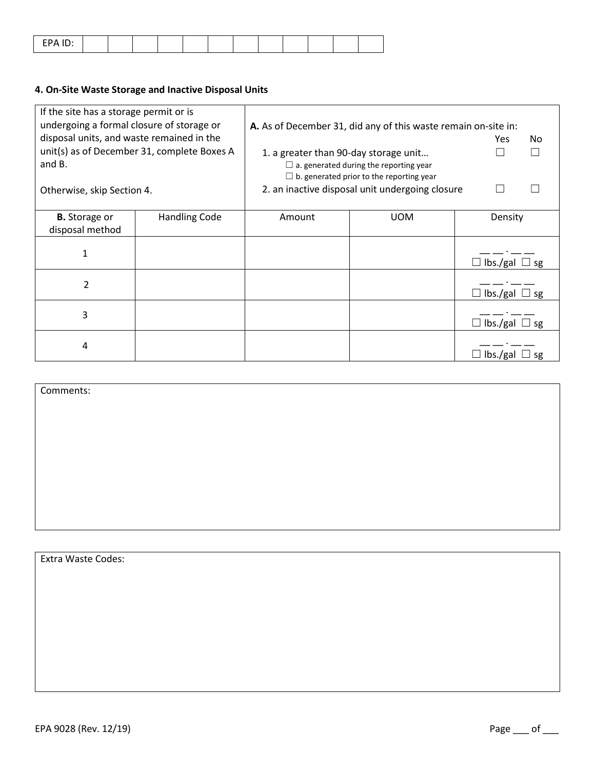| EPA ID: | | | | | | | | | | | | |
|---|---|---|---|---|---|---|---|---|---|---|---|---|

### 4. On-Site Waste Storage and Inactive Disposal Units

| If the site has a storage permit or is undergoing a formal closure of storage or disposal units, and waste remained in the unit(s) as of December 31, complete Boxes A and B.<br><br>Otherwise, skip Section 4. | | **A.** As of December 31, did any of this waste remain on-site in: | | Yes / No |
|---|---|---|---|---|
| | | 1. a greater than 90-day storage unit…<br>☐ a. generated during the reporting year<br>☐ b. generated prior to the reporting year | | ☐ ☐ |
| | | 2. an inactive disposal unit undergoing closure | | ☐ ☐ |
| **B.** Storage or disposal method | Handling Code | Amount | UOM | Density |
| 1 | | | | __ __ . __ __<br>☐ lbs./gal ☐ sg |
| 2 | | | | __ __ . __ __<br>☐ lbs./gal ☐ sg |
| 3 | | | | __ __ . __ __<br>☐ lbs./gal ☐ sg |
| 4 | | | | __ __ . __ __<br>☐ lbs./gal ☐ sg |

Comments:

Extra Waste Codes:

EPA 9028 (Rev. 12/19)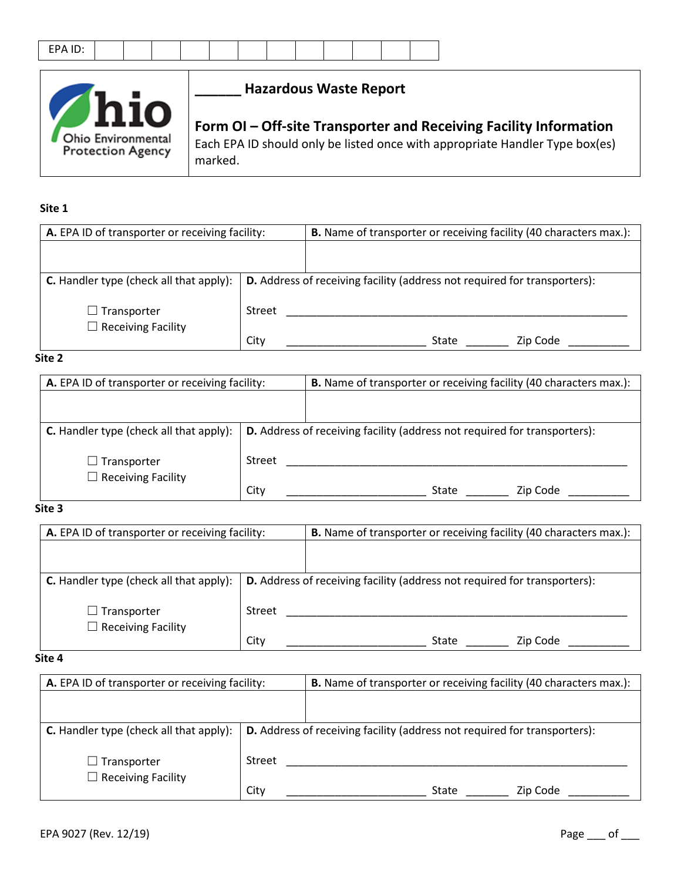| EPA ID: | | | | | | | | | | | | |
|---|---|---|---|---|---|---|---|---|---|---|---|---|

Ohio Environmental Protection Agency

## ______ Hazardous Waste Report

## Form OI – Off-site Transporter and Receiving Facility Information

Each EPA ID should only be listed once with appropriate Handler Type box(es) marked.

**Site 1**

| **A.** EPA ID of transporter or receiving facility: | **B.** Name of transporter or receiving facility (40 characters max.): |
|---|---|
| | |
| **C.** Handler type (check all that apply):<br>☐ Transporter<br>☐ Receiving Facility | **D.** Address of receiving facility (address not required for transporters):<br>Street ____________________<br>City ____________ State _______ Zip Code __________ |

**Site 2**

| **A.** EPA ID of transporter or receiving facility: | **B.** Name of transporter or receiving facility (40 characters max.): |
|---|---|
| | |
| **C.** Handler type (check all that apply):<br>☐ Transporter<br>☐ Receiving Facility | **D.** Address of receiving facility (address not required for transporters):<br>Street ____________________<br>City ____________ State _______ Zip Code __________ |

**Site 3**

| **A.** EPA ID of transporter or receiving facility: | **B.** Name of transporter or receiving facility (40 characters max.): |
|---|---|
| | |
| **C.** Handler type (check all that apply):<br>☐ Transporter<br>☐ Receiving Facility | **D.** Address of receiving facility (address not required for transporters):<br>Street ____________________<br>City ____________ State _______ Zip Code __________ |

**Site 4**

| **A.** EPA ID of transporter or receiving facility: | **B.** Name of transporter or receiving facility (40 characters max.): |
|---|---|
| | |
| **C.** Handler type (check all that apply):<br>☐ Transporter<br>☐ Receiving Facility | **D.** Address of receiving facility (address not required for transporters):<br>Street ____________________<br>City ____________ State _______ Zip Code __________ |

EPA 9027 (Rev. 12/19)